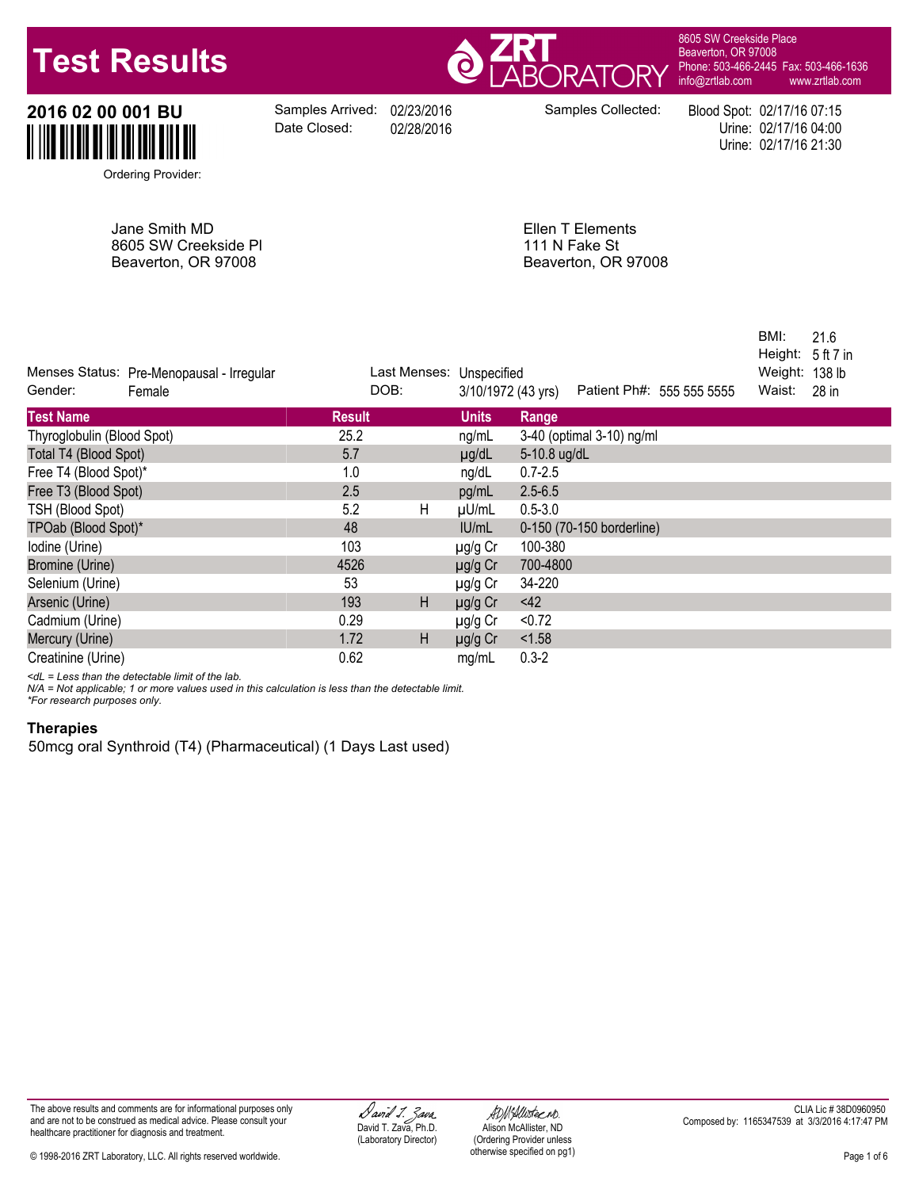# Test Results

**ZRT LABORATORY**
8605 SW Creekside Place
Beaverton, OR 97008
Phone: 503-466-2445 Fax: 503-466-1636
info@zrtlab.com www.zrtlab.com

**2016 02 00 001 BU**

Samples Arrived: 02/23/2016
Date Closed: 02/28/2016

Samples Collected:
Blood Spot: 02/17/16 07:15
Urine: 02/17/16 04:00
Urine: 02/17/16 21:30

Ordering Provider:

Jane Smith MD
8605 SW Creekside Pl
Beaverton, OR 97008

Ellen T Elements
111 N Fake St
Beaverton, OR 97008

Menses Status: Pre-Menopausal - Irregular
Gender: Female
Last Menses: Unspecified
DOB: 3/10/1972 (43 yrs)
Patient Ph#: 555 555 5555
BMI: 21.6
Height: 5 ft 7 in
Weight: 138 lb
Waist: 28 in

| Test Name | Result | | Units | Range |
|---|---|---|---|---|
| Thyroglobulin (Blood Spot) | 25.2 | | ng/mL | 3-40 (optimal 3-10) ng/ml |
| Total T4 (Blood Spot) | 5.7 | | µg/dL | 5-10.8 ug/dL |
| Free T4 (Blood Spot)* | 1.0 | | ng/dL | 0.7-2.5 |
| Free T3 (Blood Spot) | 2.5 | | pg/mL | 2.5-6.5 |
| TSH (Blood Spot) | 5.2 | H | µU/mL | 0.5-3.0 |
| TPOab (Blood Spot)* | 48 | | IU/mL | 0-150 (70-150 borderline) |
| Iodine (Urine) | 103 | | µg/g Cr | 100-380 |
| Bromine (Urine) | 4526 | | µg/g Cr | 700-4800 |
| Selenium (Urine) | 53 | | µg/g Cr | 34-220 |
| Arsenic (Urine) | 193 | H | µg/g Cr | <42 |
| Cadmium (Urine) | 0.29 | | µg/g Cr | <0.72 |
| Mercury (Urine) | 1.72 | H | µg/g Cr | <1.58 |
| Creatinine (Urine) | 0.62 | | mg/mL | 0.3-2 |

*<dL = Less than the detectable limit of the lab.*
*N/A = Not applicable; 1 or more values used in this calculation is less than the detectable limit.*
*\*For research purposes only.*

### Therapies

50mcg oral Synthroid (T4) (Pharmaceutical) (1 Days Last used)

The above results and comments are for informational purposes only and are not to be construed as medical advice. Please consult your healthcare practitioner for diagnosis and treatment.

David T. Zava, Ph.D. (Laboratory Director)

Alison McAllister, ND (Ordering Provider unless otherwise specified on pg1)

CLIA Lic # 38D0960950
Composed by: 1165347539 at 3/3/2016 4:17:47 PM

© 1998-2016 ZRT Laboratory, LLC. All rights reserved worldwide.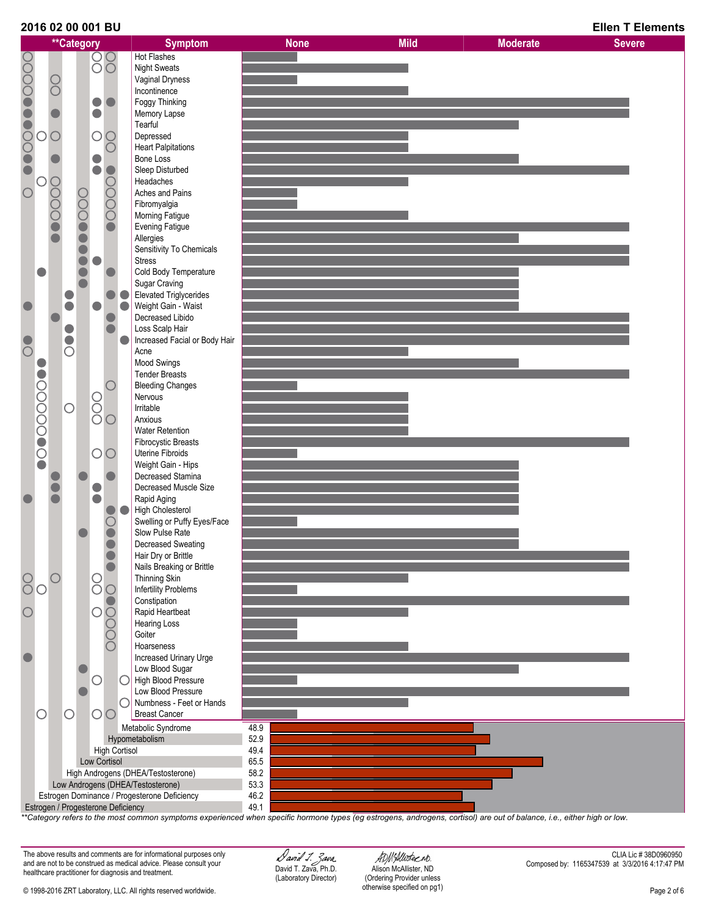| Symptom | Severity |
|---|---|
| Hot Flashes | None |
| Night Sweats | Mild |
| Vaginal Dryness | None |
| Incontinence | Mild |
| Foggy Thinking | Severe |
| Memory Lapse | Severe |
| Tearful | Moderate |
| Depressed | Mild |
| Heart Palpitations | Mild |
| Bone Loss | Moderate |
| Sleep Disturbed | Severe |
| Headaches | Mild |
| Aches and Pains | None |
| Fibromyalgia | None |
| Morning Fatigue | Mild |
| Evening Fatigue | Severe |
| Allergies | Moderate |
| Sensitivity To Chemicals | Severe |
| Stress | Severe |
| Cold Body Temperature | Moderate |
| Sugar Craving | Moderate |
| Elevated Triglycerides | Moderate |
| Weight Gain - Waist | Moderate |
| Decreased Libido | Severe |
| Loss Scalp Hair | Severe |
| Increased Facial or Body Hair | Severe |
| Acne | Mild |
| Mood Swings | Moderate |
| Tender Breasts | Severe |
| Bleeding Changes | None |
| Nervous | Mild |
| Irritable | Mild |
| Anxious | Mild |
| Water Retention | Mild |
| Fibrocystic Breasts | Severe |
| Uterine Fibroids | None |
| Weight Gain - Hips | Moderate |
| Decreased Stamina | Moderate |
| Decreased Muscle Size | Moderate |
| Rapid Aging | Moderate |
| High Cholesterol | Moderate |
| Swelling or Puffy Eyes/Face | None |
| Slow Pulse Rate | Moderate |
| Decreased Sweating | Moderate |
| Hair Dry or Brittle | Severe |
| Nails Breaking or Brittle | Severe |
| Thinning Skin | Mild |
| Infertility Problems | None |
| Constipation | Severe |
| Rapid Heartbeat | Mild |
| Hearing Loss | None |
| Goiter | None |
| Hoarseness | Mild |
| Increased Urinary Urge | Severe |
| Low Blood Sugar | Moderate |
| High Blood Pressure | None |
| Low Blood Pressure | Severe |
| Numbness - Feet or Hands | Mild |
| Breast Cancer | None |

| **Category | Score |
|---|---|
| Metabolic Syndrome | 48.9 |
| Hypometabolism | 52.9 |
| High Cortisol | 49.4 |
| Low Cortisol | 65.5 |
| High Androgens (DHEA/Testosterone) | 58.2 |
| Low Androgens (DHEA/Testosterone) | 53.3 |
| Estrogen Dominance / Progesterone Deficiency | 46.2 |
| Estrogen / Progesterone Deficiency | 49.1 |

*\*\*Category refers to the most common symptoms experienced when specific hormone types (eg estrogens, androgens, cortisol) are out of balance, i.e., either high or low.*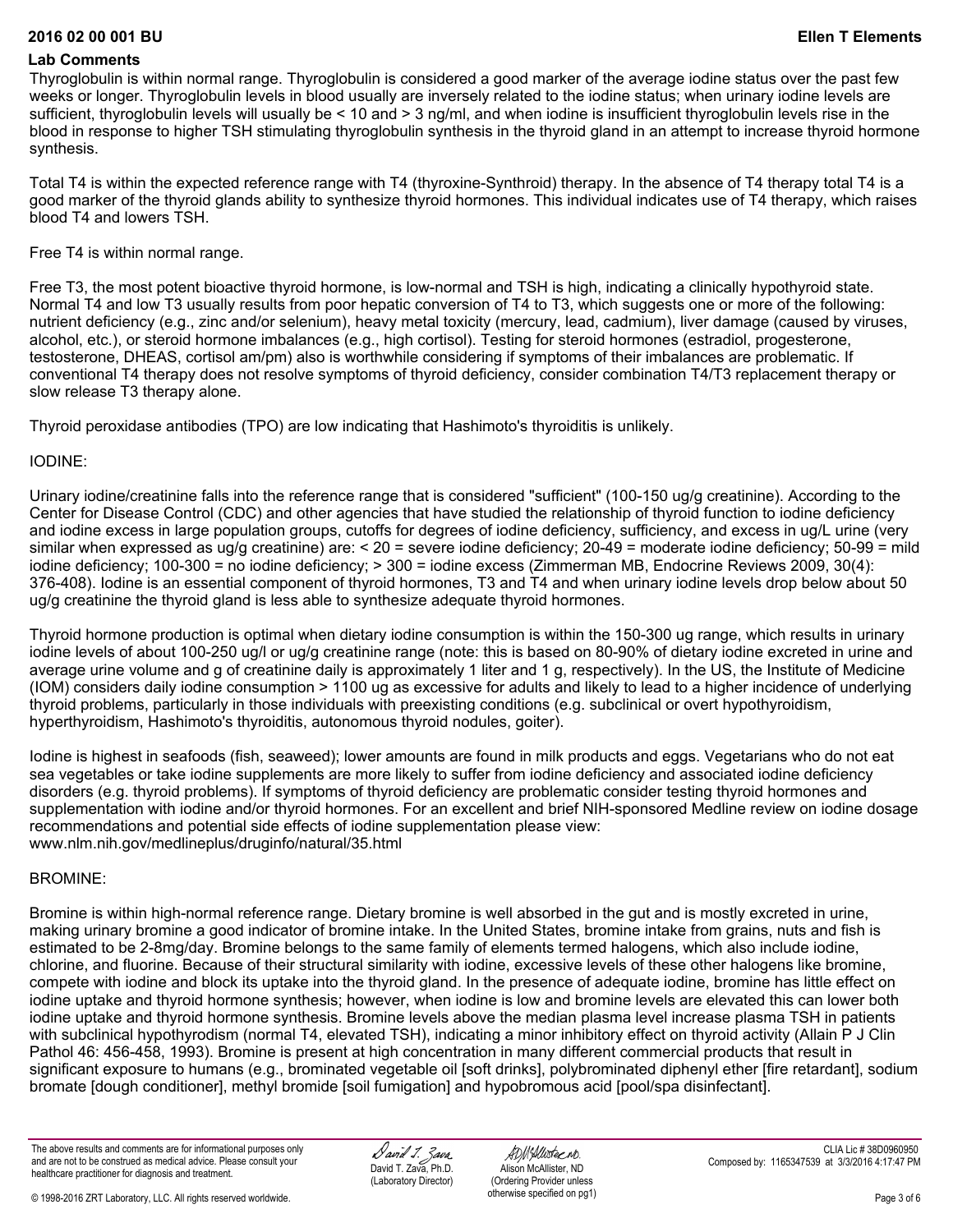## Lab Comments

Thyroglobulin is within normal range. Thyroglobulin is considered a good marker of the average iodine status over the past few weeks or longer. Thyroglobulin levels in blood usually are inversely related to the iodine status; when urinary iodine levels are sufficient, thyroglobulin levels will usually be < 10 and > 3 ng/ml, and when iodine is insufficient thyroglobulin levels rise in the blood in response to higher TSH stimulating thyroglobulin synthesis in the thyroid gland in an attempt to increase thyroid hormone synthesis.

Total T4 is within the expected reference range with T4 (thyroxine-Synthroid) therapy. In the absence of T4 therapy total T4 is a good marker of the thyroid glands ability to synthesize thyroid hormones. This individual indicates use of T4 therapy, which raises blood T4 and lowers TSH.

Free T4 is within normal range.

Free T3, the most potent bioactive thyroid hormone, is low-normal and TSH is high, indicating a clinically hypothyroid state. Normal T4 and low T3 usually results from poor hepatic conversion of T4 to T3, which suggests one or more of the following: nutrient deficiency (e.g., zinc and/or selenium), heavy metal toxicity (mercury, lead, cadmium), liver damage (caused by viruses, alcohol, etc.), or steroid hormone imbalances (e.g., high cortisol). Testing for steroid hormones (estradiol, progesterone, testosterone, DHEAS, cortisol am/pm) also is worthwhile considering if symptoms of their imbalances are problematic. If conventional T4 therapy does not resolve symptoms of thyroid deficiency, consider combination T4/T3 replacement therapy or slow release T3 therapy alone.

Thyroid peroxidase antibodies (TPO) are low indicating that Hashimoto's thyroiditis is unlikely.

IODINE:

Urinary iodine/creatinine falls into the reference range that is considered "sufficient" (100-150 ug/g creatinine). According to the Center for Disease Control (CDC) and other agencies that have studied the relationship of thyroid function to iodine deficiency and iodine excess in large population groups, cutoffs for degrees of iodine deficiency, sufficiency, and excess in ug/L urine (very similar when expressed as ug/g creatinine) are: < 20 = severe iodine deficiency; 20-49 = moderate iodine deficiency; 50-99 = mild iodine deficiency; 100-300 = no iodine deficiency; > 300 = iodine excess (Zimmerman MB, Endocrine Reviews 2009, 30(4): 376-408). Iodine is an essential component of thyroid hormones, T3 and T4 and when urinary iodine levels drop below about 50 ug/g creatinine the thyroid gland is less able to synthesize adequate thyroid hormones.

Thyroid hormone production is optimal when dietary iodine consumption is within the 150-300 ug range, which results in urinary iodine levels of about 100-250 ug/l or ug/g creatinine range (note: this is based on 80-90% of dietary iodine excreted in urine and average urine volume and g of creatinine daily is approximately 1 liter and 1 g, respectively). In the US, the Institute of Medicine (IOM) considers daily iodine consumption > 1100 ug as excessive for adults and likely to lead to a higher incidence of underlying thyroid problems, particularly in those individuals with preexisting conditions (e.g. subclinical or overt hypothyroidism, hyperthyroidism, Hashimoto's thyroiditis, autonomous thyroid nodules, goiter).

Iodine is highest in seafoods (fish, seaweed); lower amounts are found in milk products and eggs. Vegetarians who do not eat sea vegetables or take iodine supplements are more likely to suffer from iodine deficiency and associated iodine deficiency disorders (e.g. thyroid problems). If symptoms of thyroid deficiency are problematic consider testing thyroid hormones and supplementation with iodine and/or thyroid hormones. For an excellent and brief NIH-sponsored Medline review on iodine dosage recommendations and potential side effects of iodine supplementation please view: www.nlm.nih.gov/medlineplus/druginfo/natural/35.html

BROMINE:

Bromine is within high-normal reference range. Dietary bromine is well absorbed in the gut and is mostly excreted in urine, making urinary bromine a good indicator of bromine intake. In the United States, bromine intake from grains, nuts and fish is estimated to be 2-8mg/day. Bromine belongs to the same family of elements termed halogens, which also include iodine, chlorine, and fluorine. Because of their structural similarity with iodine, excessive levels of these other halogens like bromine, compete with iodine and block its uptake into the thyroid gland. In the presence of adequate iodine, bromine has little effect on iodine uptake and thyroid hormone synthesis; however, when iodine is low and bromine levels are elevated this can lower both iodine uptake and thyroid hormone synthesis. Bromine levels above the median plasma level increase plasma TSH in patients with subclinical hypothyrodism (normal T4, elevated TSH), indicating a minor inhibitory effect on thyroid activity (Allain P J Clin Pathol 46: 456-458, 1993). Bromine is present at high concentration in many different commercial products that result in significant exposure to humans (e.g., brominated vegetable oil [soft drinks], polybrominated diphenyl ether [fire retardant], sodium bromate [dough conditioner], methyl bromide [soil fumigation] and hypobromous acid [pool/spa disinfectant].

The above results and comments are for informational purposes only and are not to be construed as medical advice. Please consult your healthcare practitioner for diagnosis and treatment.

David T. Zava, Ph.D. (Laboratory Director)

Alison McAllister, ND (Ordering Provider unless otherwise specified on pg1)

CLIA Lic # 38D0960950
Composed by: 1165347539 at 3/3/2016 4:17:47 PM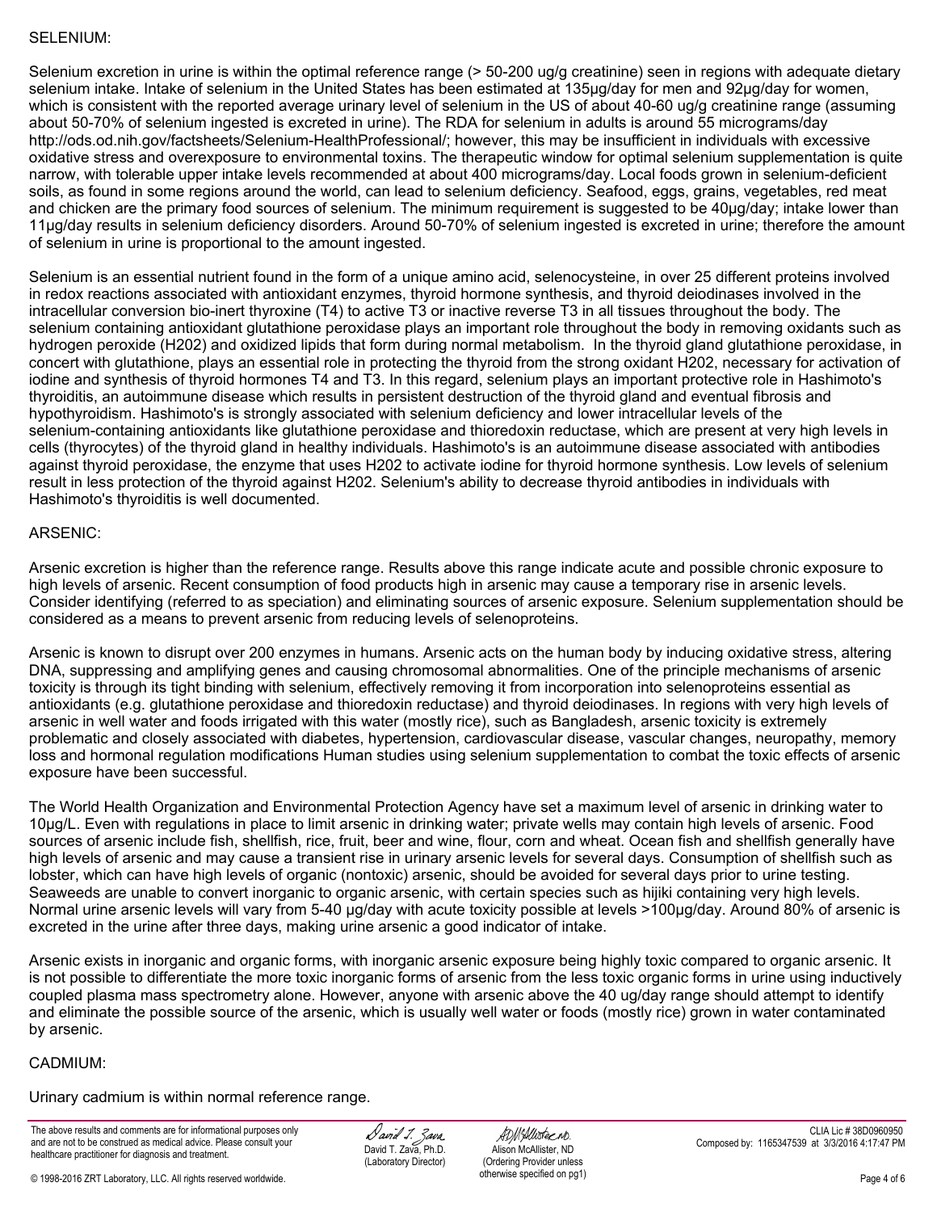## SELENIUM:

Selenium excretion in urine is within the optimal reference range (> 50-200 ug/g creatinine) seen in regions with adequate dietary selenium intake. Intake of selenium in the United States has been estimated at 135μg/day for men and 92μg/day for women, which is consistent with the reported average urinary level of selenium in the US of about 40-60 ug/g creatinine range (assuming about 50-70% of selenium ingested is excreted in urine). The RDA for selenium in adults is around 55 micrograms/day http://ods.od.nih.gov/factsheets/Selenium-HealthProfessional/; however, this may be insufficient in individuals with excessive oxidative stress and overexposure to environmental toxins. The therapeutic window for optimal selenium supplementation is quite narrow, with tolerable upper intake levels recommended at about 400 micrograms/day. Local foods grown in selenium-deficient soils, as found in some regions around the world, can lead to selenium deficiency. Seafood, eggs, grains, vegetables, red meat and chicken are the primary food sources of selenium. The minimum requirement is suggested to be 40μg/day; intake lower than 11μg/day results in selenium deficiency disorders. Around 50-70% of selenium ingested is excreted in urine; therefore the amount of selenium in urine is proportional to the amount ingested.

Selenium is an essential nutrient found in the form of a unique amino acid, selenocysteine, in over 25 different proteins involved in redox reactions associated with antioxidant enzymes, thyroid hormone synthesis, and thyroid deiodinases involved in the intracellular conversion bio-inert thyroxine (T4) to active T3 or inactive reverse T3 in all tissues throughout the body. The selenium containing antioxidant glutathione peroxidase plays an important role throughout the body in removing oxidants such as hydrogen peroxide (H202) and oxidized lipids that form during normal metabolism. In the thyroid gland glutathione peroxidase, in concert with glutathione, plays an essential role in protecting the thyroid from the strong oxidant H202, necessary for activation of iodine and synthesis of thyroid hormones T4 and T3. In this regard, selenium plays an important protective role in Hashimoto's thyroiditis, an autoimmune disease which results in persistent destruction of the thyroid gland and eventual fibrosis and hypothyroidism. Hashimoto's is strongly associated with selenium deficiency and lower intracellular levels of the selenium-containing antioxidants like glutathione peroxidase and thioredoxin reductase, which are present at very high levels in cells (thyrocytes) of the thyroid gland in healthy individuals. Hashimoto's is an autoimmune disease associated with antibodies against thyroid peroxidase, the enzyme that uses H202 to activate iodine for thyroid hormone synthesis. Low levels of selenium result in less protection of the thyroid against H202. Selenium's ability to decrease thyroid antibodies in individuals with Hashimoto's thyroiditis is well documented.

## ARSENIC:

Arsenic excretion is higher than the reference range. Results above this range indicate acute and possible chronic exposure to high levels of arsenic. Recent consumption of food products high in arsenic may cause a temporary rise in arsenic levels. Consider identifying (referred to as speciation) and eliminating sources of arsenic exposure. Selenium supplementation should be considered as a means to prevent arsenic from reducing levels of selenoproteins.

Arsenic is known to disrupt over 200 enzymes in humans. Arsenic acts on the human body by inducing oxidative stress, altering DNA, suppressing and amplifying genes and causing chromosomal abnormalities. One of the principle mechanisms of arsenic toxicity is through its tight binding with selenium, effectively removing it from incorporation into selenoproteins essential as antioxidants (e.g. glutathione peroxidase and thioredoxin reductase) and thyroid deiodinases. In regions with very high levels of arsenic in well water and foods irrigated with this water (mostly rice), such as Bangladesh, arsenic toxicity is extremely problematic and closely associated with diabetes, hypertension, cardiovascular disease, vascular changes, neuropathy, memory loss and hormonal regulation modifications Human studies using selenium supplementation to combat the toxic effects of arsenic exposure have been successful.

The World Health Organization and Environmental Protection Agency have set a maximum level of arsenic in drinking water to 10μg/L. Even with regulations in place to limit arsenic in drinking water; private wells may contain high levels of arsenic. Food sources of arsenic include fish, shellfish, rice, fruit, beer and wine, flour, corn and wheat. Ocean fish and shellfish generally have high levels of arsenic and may cause a transient rise in urinary arsenic levels for several days. Consumption of shellfish such as lobster, which can have high levels of organic (nontoxic) arsenic, should be avoided for several days prior to urine testing. Seaweeds are unable to convert inorganic to organic arsenic, with certain species such as hijiki containing very high levels. Normal urine arsenic levels will vary from 5-40 μg/day with acute toxicity possible at levels >100μg/day. Around 80% of arsenic is excreted in the urine after three days, making urine arsenic a good indicator of intake.

Arsenic exists in inorganic and organic forms, with inorganic arsenic exposure being highly toxic compared to organic arsenic. It is not possible to differentiate the more toxic inorganic forms of arsenic from the less toxic organic forms in urine using inductively coupled plasma mass spectrometry alone. However, anyone with arsenic above the 40 ug/day range should attempt to identify and eliminate the possible source of the arsenic, which is usually well water or foods (mostly rice) grown in water contaminated by arsenic.

## CADMIUM:

Urinary cadmium is within normal reference range.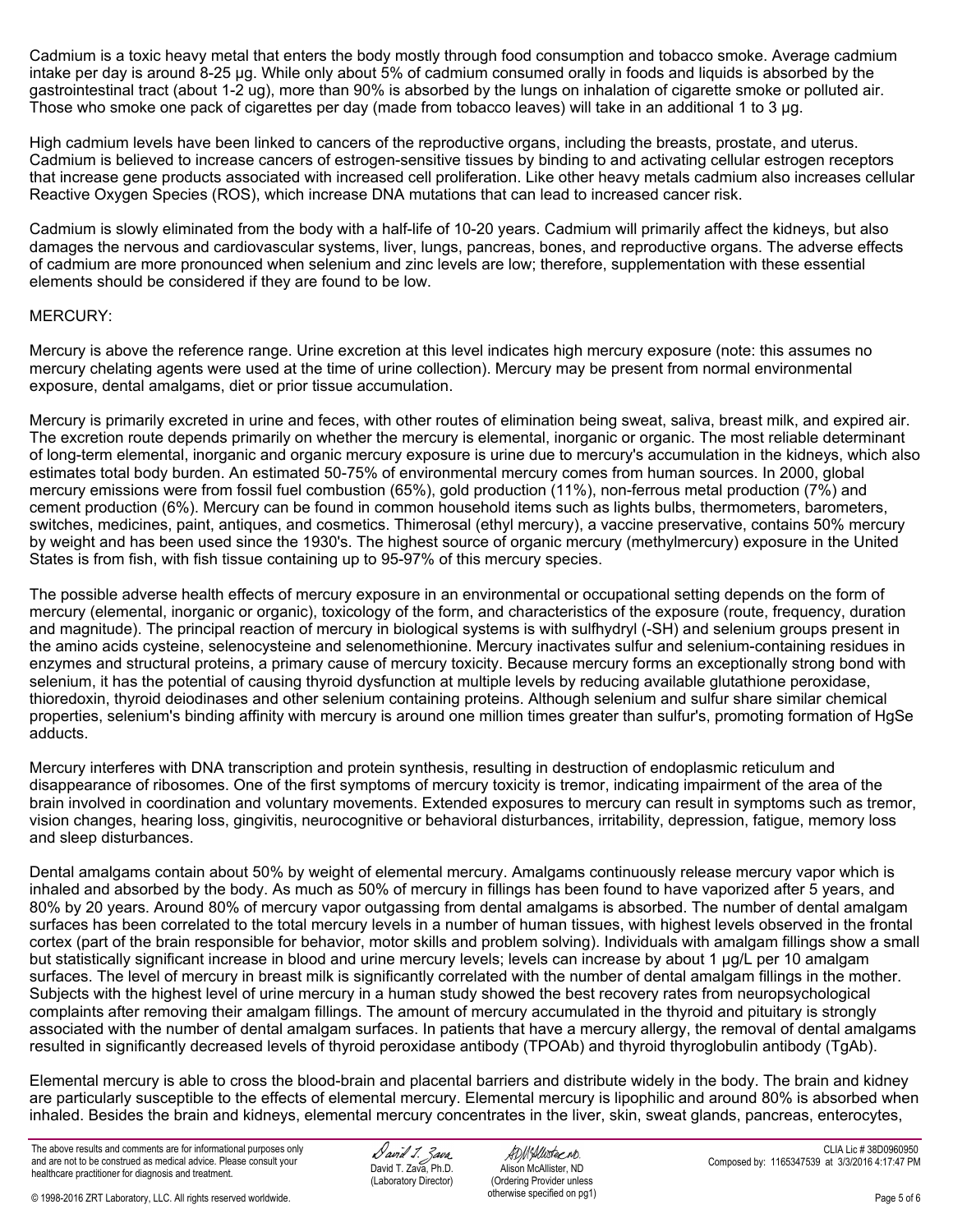Cadmium is a toxic heavy metal that enters the body mostly through food consumption and tobacco smoke. Average cadmium intake per day is around 8-25 µg. While only about 5% of cadmium consumed orally in foods and liquids is absorbed by the gastrointestinal tract (about 1-2 ug), more than 90% is absorbed by the lungs on inhalation of cigarette smoke or polluted air. Those who smoke one pack of cigarettes per day (made from tobacco leaves) will take in an additional 1 to 3 µg.

High cadmium levels have been linked to cancers of the reproductive organs, including the breasts, prostate, and uterus. Cadmium is believed to increase cancers of estrogen-sensitive tissues by binding to and activating cellular estrogen receptors that increase gene products associated with increased cell proliferation. Like other heavy metals cadmium also increases cellular Reactive Oxygen Species (ROS), which increase DNA mutations that can lead to increased cancer risk.

Cadmium is slowly eliminated from the body with a half-life of 10-20 years. Cadmium will primarily affect the kidneys, but also damages the nervous and cardiovascular systems, liver, lungs, pancreas, bones, and reproductive organs. The adverse effects of cadmium are more pronounced when selenium and zinc levels are low; therefore, supplementation with these essential elements should be considered if they are found to be low.

MERCURY:

Mercury is above the reference range. Urine excretion at this level indicates high mercury exposure (note: this assumes no mercury chelating agents were used at the time of urine collection). Mercury may be present from normal environmental exposure, dental amalgams, diet or prior tissue accumulation.

Mercury is primarily excreted in urine and feces, with other routes of elimination being sweat, saliva, breast milk, and expired air. The excretion route depends primarily on whether the mercury is elemental, inorganic or organic. The most reliable determinant of long-term elemental, inorganic and organic mercury exposure is urine due to mercury's accumulation in the kidneys, which also estimates total body burden. An estimated 50-75% of environmental mercury comes from human sources. In 2000, global mercury emissions were from fossil fuel combustion (65%), gold production (11%), non-ferrous metal production (7%) and cement production (6%). Mercury can be found in common household items such as lights bulbs, thermometers, barometers, switches, medicines, paint, antiques, and cosmetics. Thimerosal (ethyl mercury), a vaccine preservative, contains 50% mercury by weight and has been used since the 1930's. The highest source of organic mercury (methylmercury) exposure in the United States is from fish, with fish tissue containing up to 95-97% of this mercury species.

The possible adverse health effects of mercury exposure in an environmental or occupational setting depends on the form of mercury (elemental, inorganic or organic), toxicology of the form, and characteristics of the exposure (route, frequency, duration and magnitude). The principal reaction of mercury in biological systems is with sulfhydryl (-SH) and selenium groups present in the amino acids cysteine, selenocysteine and selenomethionine. Mercury inactivates sulfur and selenium-containing residues in enzymes and structural proteins, a primary cause of mercury toxicity. Because mercury forms an exceptionally strong bond with selenium, it has the potential of causing thyroid dysfunction at multiple levels by reducing available glutathione peroxidase, thioredoxin, thyroid deiodinases and other selenium containing proteins. Although selenium and sulfur share similar chemical properties, selenium's binding affinity with mercury is around one million times greater than sulfur's, promoting formation of HgSe adducts.

Mercury interferes with DNA transcription and protein synthesis, resulting in destruction of endoplasmic reticulum and disappearance of ribosomes. One of the first symptoms of mercury toxicity is tremor, indicating impairment of the area of the brain involved in coordination and voluntary movements. Extended exposures to mercury can result in symptoms such as tremor, vision changes, hearing loss, gingivitis, neurocognitive or behavioral disturbances, irritability, depression, fatigue, memory loss and sleep disturbances.

Dental amalgams contain about 50% by weight of elemental mercury. Amalgams continuously release mercury vapor which is inhaled and absorbed by the body. As much as 50% of mercury in fillings has been found to have vaporized after 5 years, and 80% by 20 years. Around 80% of mercury vapor outgassing from dental amalgams is absorbed. The number of dental amalgam surfaces has been correlated to the total mercury levels in a number of human tissues, with highest levels observed in the frontal cortex (part of the brain responsible for behavior, motor skills and problem solving). Individuals with amalgam fillings show a small but statistically significant increase in blood and urine mercury levels; levels can increase by about 1 µg/L per 10 amalgam surfaces. The level of mercury in breast milk is significantly correlated with the number of dental amalgam fillings in the mother. Subjects with the highest level of urine mercury in a human study showed the best recovery rates from neuropsychological complaints after removing their amalgam fillings. The amount of mercury accumulated in the thyroid and pituitary is strongly associated with the number of dental amalgam surfaces. In patients that have a mercury allergy, the removal of dental amalgams resulted in significantly decreased levels of thyroid peroxidase antibody (TPOAb) and thyroid thyroglobulin antibody (TgAb).

Elemental mercury is able to cross the blood-brain and placental barriers and distribute widely in the body. The brain and kidney are particularly susceptible to the effects of elemental mercury. Elemental mercury is lipophilic and around 80% is absorbed when inhaled. Besides the brain and kidneys, elemental mercury concentrates in the liver, skin, sweat glands, pancreas, enterocytes,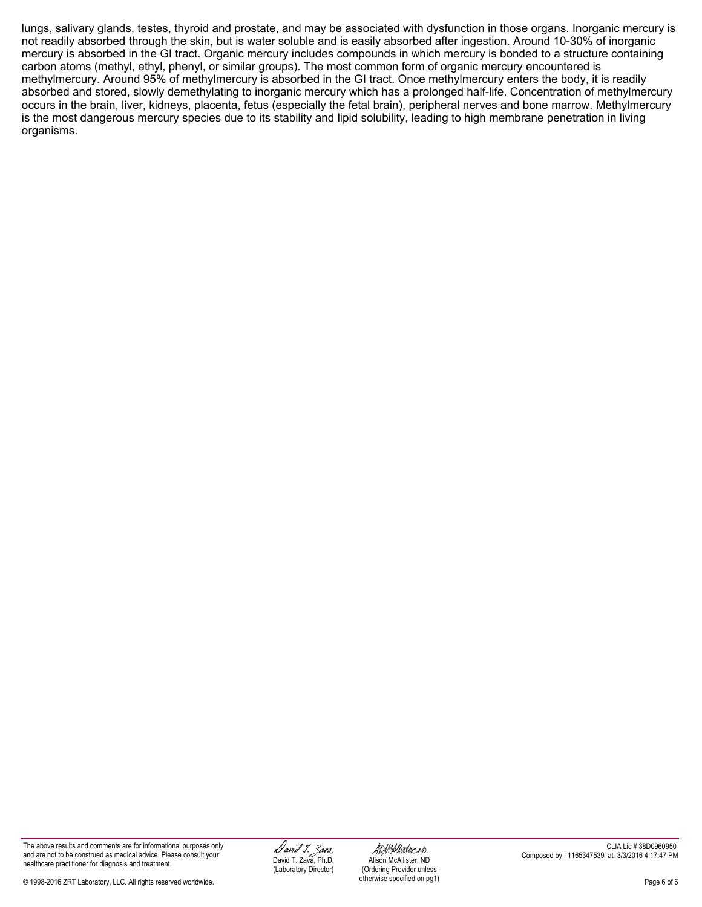lungs, salivary glands, testes, thyroid and prostate, and may be associated with dysfunction in those organs. Inorganic mercury is not readily absorbed through the skin, but is water soluble and is easily absorbed after ingestion. Around 10-30% of inorganic mercury is absorbed in the GI tract. Organic mercury includes compounds in which mercury is bonded to a structure containing carbon atoms (methyl, ethyl, phenyl, or similar groups). The most common form of organic mercury encountered is methylmercury. Around 95% of methylmercury is absorbed in the GI tract. Once methylmercury enters the body, it is readily absorbed and stored, slowly demethylating to inorganic mercury which has a prolonged half-life. Concentration of methylmercury occurs in the brain, liver, kidneys, placenta, fetus (especially the fetal brain), peripheral nerves and bone marrow. Methylmercury is the most dangerous mercury species due to its stability and lipid solubility, leading to high membrane penetration in living organisms.

The above results and comments are for informational purposes only and are not to be construed as medical advice. Please consult your healthcare practitioner for diagnosis and treatment.

David T. Zava, Ph.D. (Laboratory Director)

Alison McAllister, ND (Ordering Provider unless otherwise specified on pg1)

CLIA Lic # 38D0960950
Composed by: 1165347539 at 3/3/2016 4:17:47 PM

© 1998-2016 ZRT Laboratory, LLC. All rights reserved worldwide.